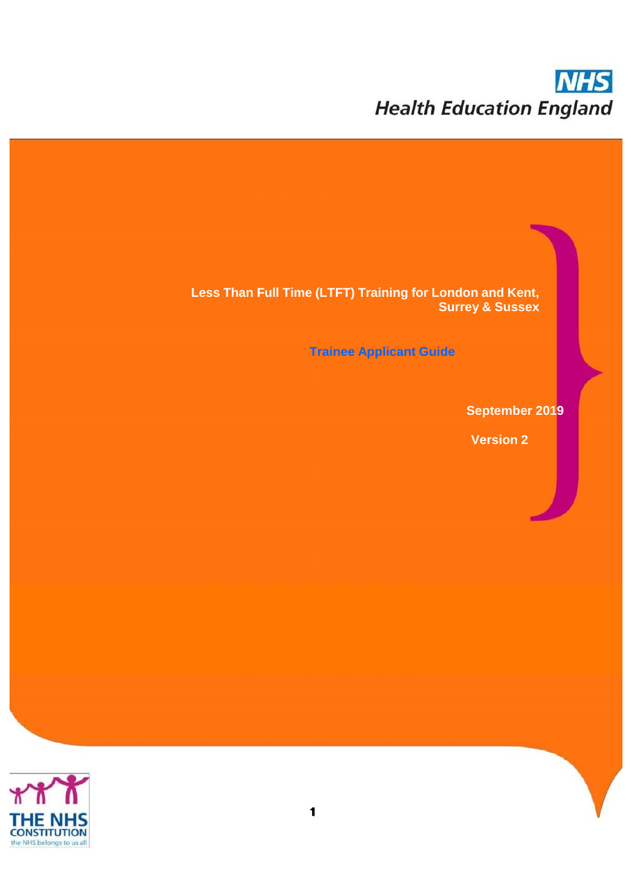NHS
Health Education England

# Less Than Full Time (LTFT) Training for London and Kent, Surrey & Sussex

## Trainee Applicant Guide

**September 2019**

**Version 2**

THE NHS CONSTITUTION
the NHS belongs to us all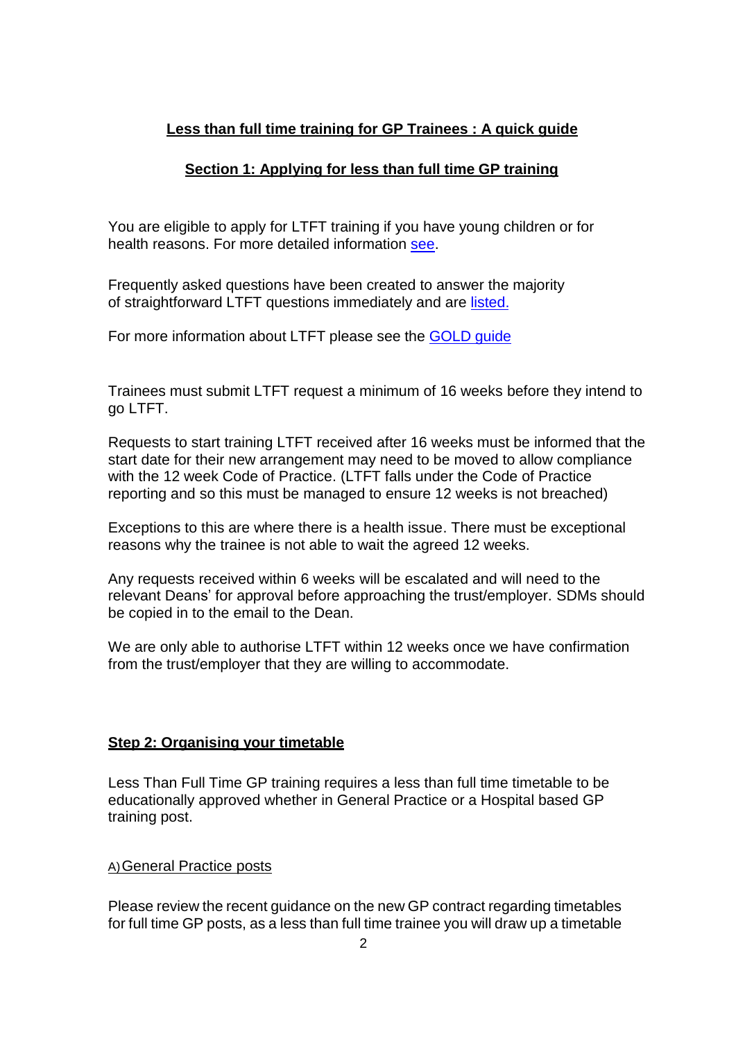# Less than full time training for GP Trainees : A quick guide

## Section 1: Applying for less than full time GP training

You are eligible to apply for LTFT training if you have young children or for health reasons. For more detailed information see.

Frequently asked questions have been created to answer the majority of straightforward LTFT questions immediately and are listed.

For more information about LTFT please see the GOLD guide

Trainees must submit LTFT request a minimum of 16 weeks before they intend to go LTFT.

Requests to start training LTFT received after 16 weeks must be informed that the start date for their new arrangement may need to be moved to allow compliance with the 12 week Code of Practice. (LTFT falls under the Code of Practice reporting and so this must be managed to ensure 12 weeks is not breached)

Exceptions to this are where there is a health issue. There must be exceptional reasons why the trainee is not able to wait the agreed 12 weeks.

Any requests received within 6 weeks will be escalated and will need to the relevant Deans' for approval before approaching the trust/employer. SDMs should be copied in to the email to the Dean.

We are only able to authorise LTFT within 12 weeks once we have confirmation from the trust/employer that they are willing to accommodate.

## Step 2: Organising your timetable

Less Than Full Time GP training requires a less than full time timetable to be educationally approved whether in General Practice or a Hospital based GP training post.

### A) General Practice posts

Please review the recent guidance on the new GP contract regarding timetables for full time GP posts, as a less than full time trainee you will draw up a timetable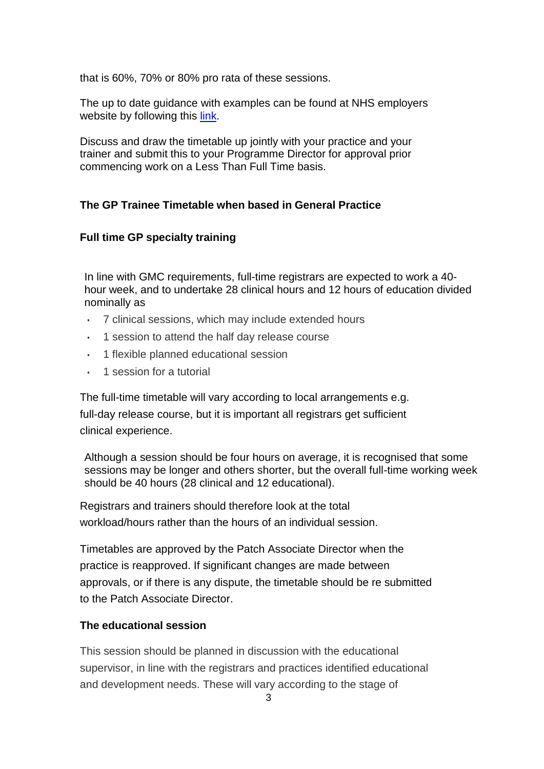that is 60%, 70% or 80% pro rata of these sessions.

The up to date guidance with examples can be found at NHS employers website by following this link.

Discuss and draw the timetable up jointly with your practice and your trainer and submit this to your Programme Director for approval prior commencing work on a Less Than Full Time basis.

## The GP Trainee Timetable when based in General Practice

### Full time GP specialty training

In line with GMC requirements, full-time registrars are expected to work a 40-hour week, and to undertake 28 clinical hours and 12 hours of education divided nominally as

- 7 clinical sessions, which may include extended hours
- 1 session to attend the half day release course
- 1 flexible planned educational session
- 1 session for a tutorial

The full-time timetable will vary according to local arrangements e.g. full-day release course, but it is important all registrars get sufficient clinical experience.

Although a session should be four hours on average, it is recognised that some sessions may be longer and others shorter, but the overall full-time working week should be 40 hours (28 clinical and 12 educational).

Registrars and trainers should therefore look at the total workload/hours rather than the hours of an individual session.

Timetables are approved by the Patch Associate Director when the practice is reapproved. If significant changes are made between approvals, or if there is any dispute, the timetable should be re submitted to the Patch Associate Director.

### The educational session

This session should be planned in discussion with the educational supervisor, in line with the registrars and practices identified educational and development needs. These will vary according to the stage of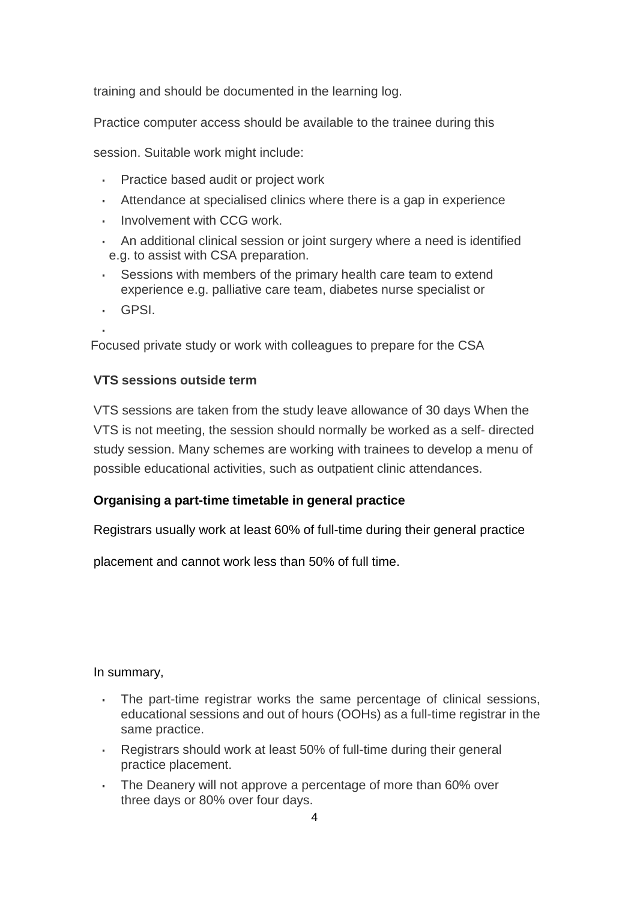training and should be documented in the learning log.

Practice computer access should be available to the trainee during this session. Suitable work might include:

- Practice based audit or project work
- Attendance at specialised clinics where there is a gap in experience
- Involvement with CCG work.
- An additional clinical session or joint surgery where a need is identified e.g. to assist with CSA preparation.
- Sessions with members of the primary health care team to extend experience e.g. palliative care team, diabetes nurse specialist or
- GPSI.
- Focused private study or work with colleagues to prepare for the CSA

**VTS sessions outside term**

VTS sessions are taken from the study leave allowance of 30 days When the VTS is not meeting, the session should normally be worked as a self- directed study session. Many schemes are working with trainees to develop a menu of possible educational activities, such as outpatient clinic attendances.

**Organising a part-time timetable in general practice**

Registrars usually work at least 60% of full-time during their general practice placement and cannot work less than 50% of full time.

In summary,

- The part-time registrar works the same percentage of clinical sessions, educational sessions and out of hours (OOHs) as a full-time registrar in the same practice.
- Registrars should work at least 50% of full-time during their general practice placement.
- The Deanery will not approve a percentage of more than 60% over three days or 80% over four days.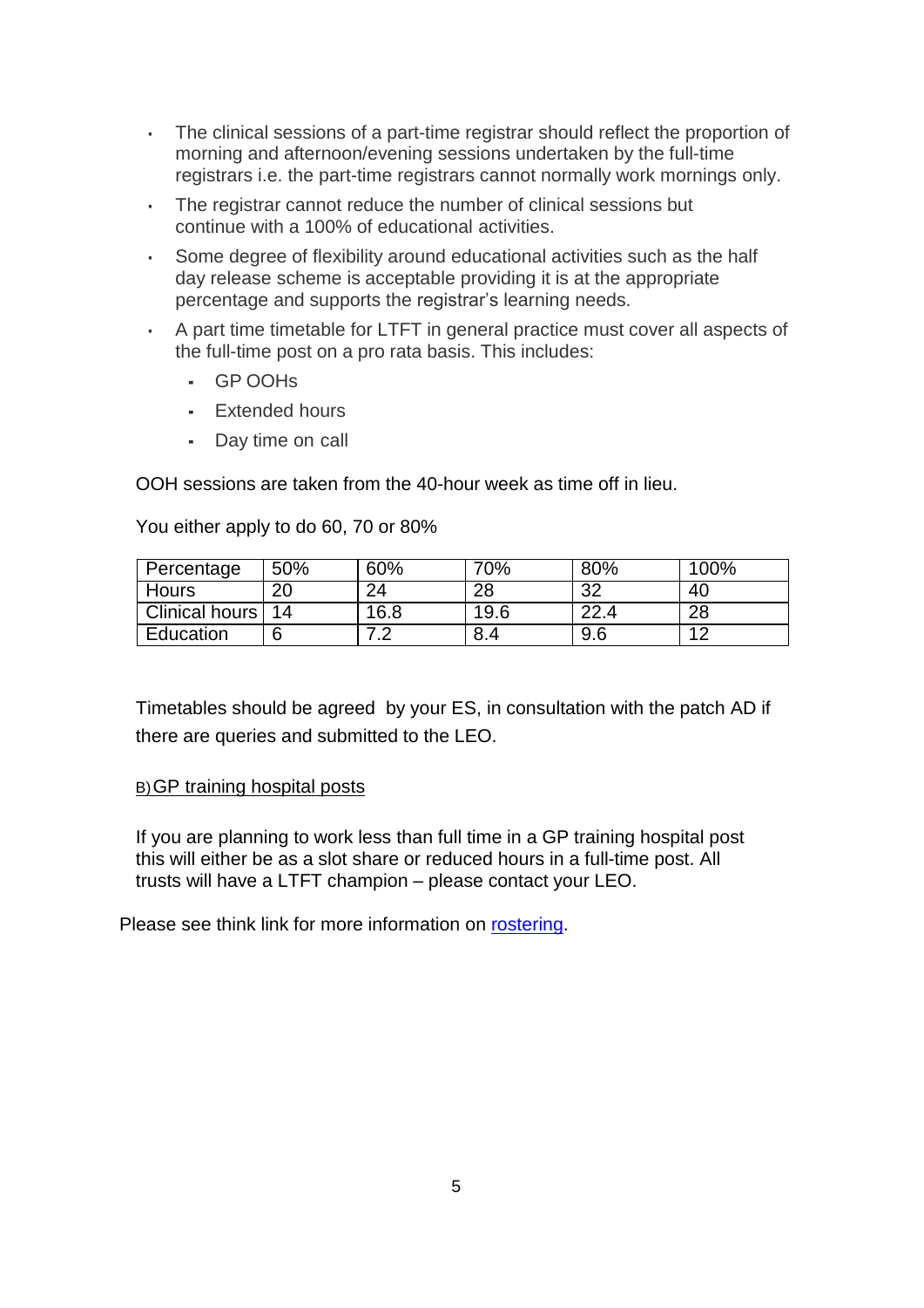- The clinical sessions of a part-time registrar should reflect the proportion of morning and afternoon/evening sessions undertaken by the full-time registrars i.e. the part-time registrars cannot normally work mornings only.
- The registrar cannot reduce the number of clinical sessions but continue with a 100% of educational activities.
- Some degree of flexibility around educational activities such as the half day release scheme is acceptable providing it is at the appropriate percentage and supports the registrar's learning needs.
- A part time timetable for LTFT in general practice must cover all aspects of the full-time post on a pro rata basis. This includes:
  - GP OOHs
  - Extended hours
  - Day time on call

OOH sessions are taken from the 40-hour week as time off in lieu.

You either apply to do 60, 70 or 80%

| Percentage | 50% | 60% | 70% | 80% | 100% |
|---|---|---|---|---|---|
| Hours | 20 | 24 | 28 | 32 | 40 |
| Clinical hours | 14 | 16.8 | 19.6 | 22.4 | 28 |
| Education | 6 | 7.2 | 8.4 | 9.6 | 12 |

Timetables should be agreed by your ES, in consultation with the patch AD if there are queries and submitted to the LEO.

B) GP training hospital posts

If you are planning to work less than full time in a GP training hospital post this will either be as a slot share or reduced hours in a full-time post. All trusts will have a LTFT champion – please contact your LEO.

Please see think link for more information on [rostering](rostering).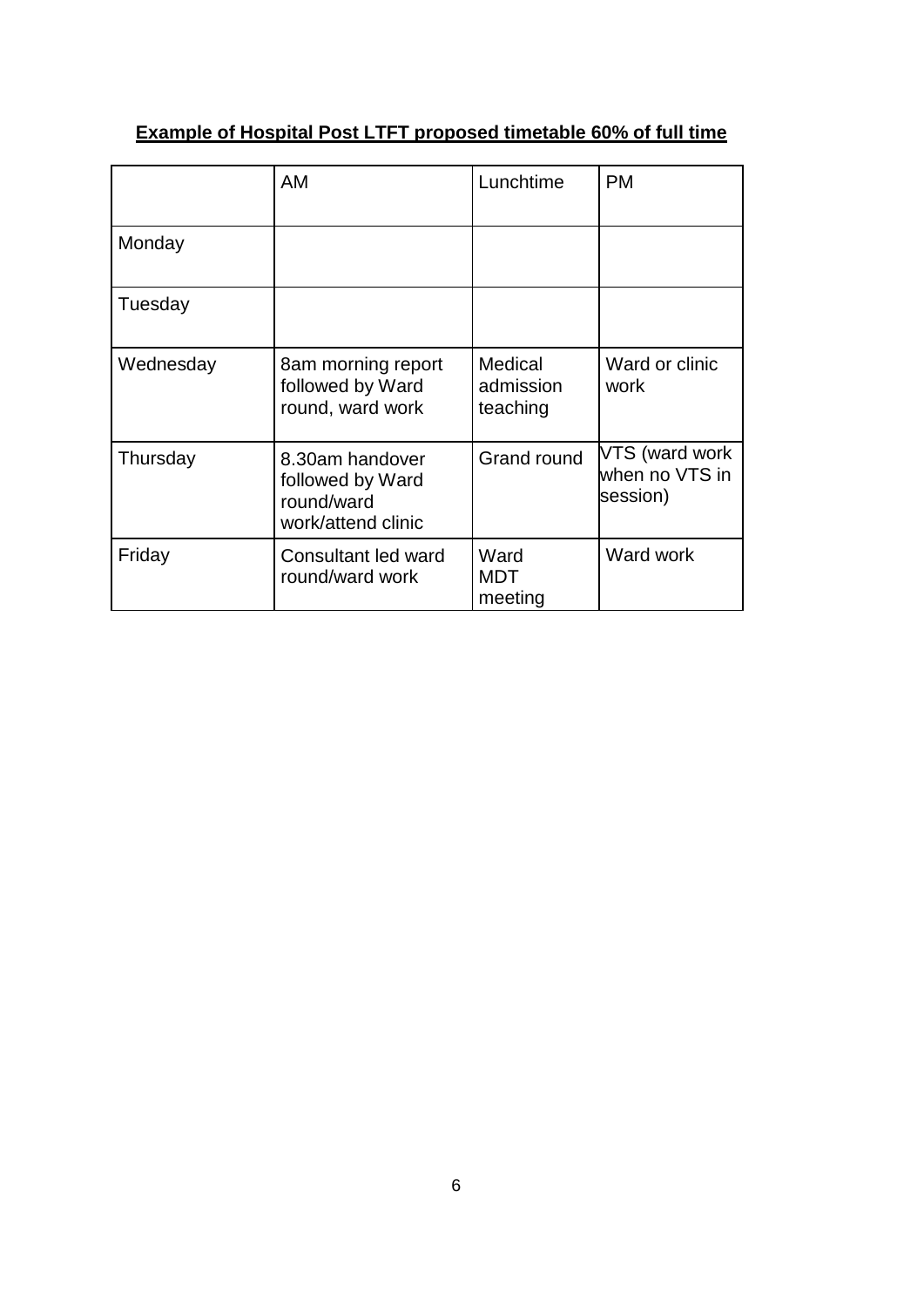**Example of Hospital Post LTFT proposed timetable 60% of full time**

| | AM | Lunchtime | PM |
|---|---|---|---|
| Monday | | | |
| Tuesday | | | |
| Wednesday | 8am morning report followed by Ward round, ward work | Medical admission teaching | Ward or clinic work |
| Thursday | 8.30am handover followed by Ward round/ward work/attend clinic | Grand round | VTS (ward work when no VTS in session) |
| Friday | Consultant led ward round/ward work | Ward MDT meeting | Ward work |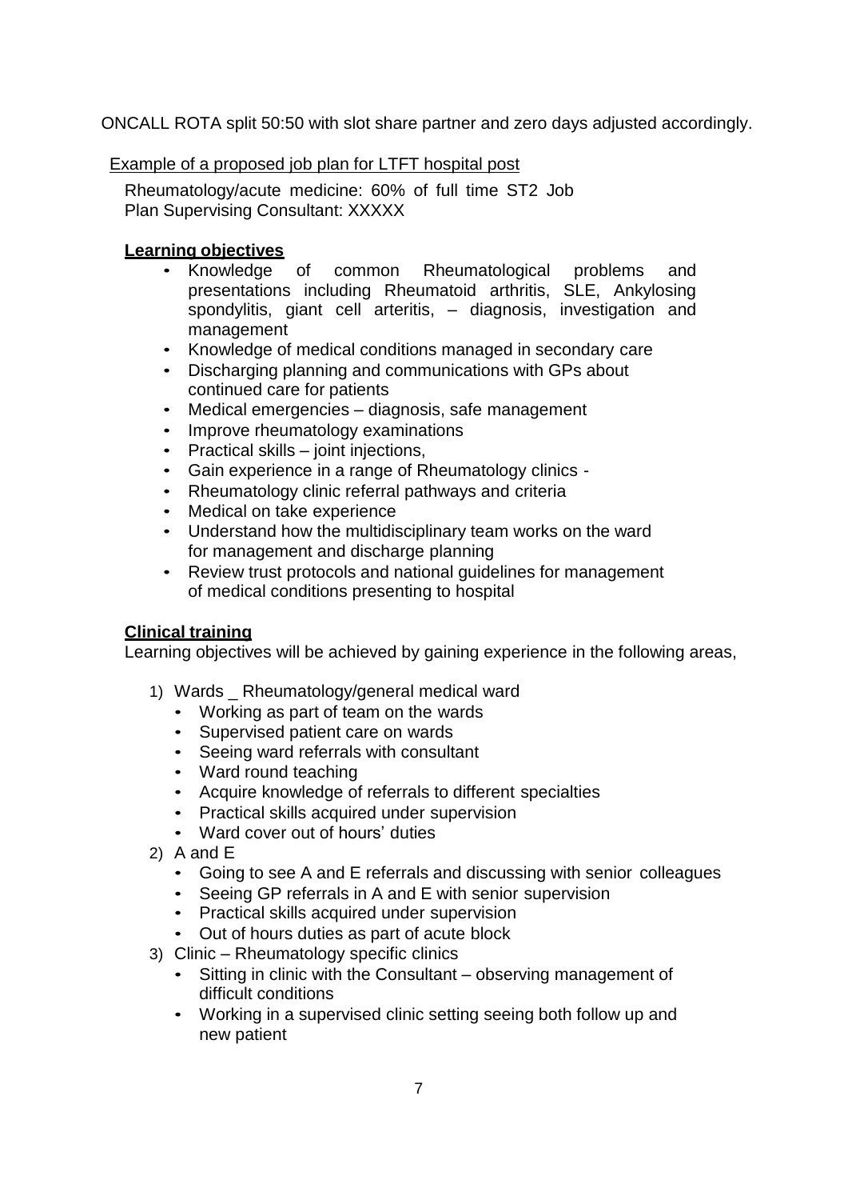ONCALL ROTA split 50:50 with slot share partner and zero days adjusted accordingly.

Example of a proposed job plan for LTFT hospital post

Rheumatology/acute medicine: 60% of full time ST2 Job Plan Supervising Consultant: XXXXX

**Learning objectives**

- Knowledge of common Rheumatological problems and presentations including Rheumatoid arthritis, SLE, Ankylosing spondylitis, giant cell arteritis, – diagnosis, investigation and management
- Knowledge of medical conditions managed in secondary care
- Discharging planning and communications with GPs about continued care for patients
- Medical emergencies – diagnosis, safe management
- Improve rheumatology examinations
- Practical skills – joint injections,
- Gain experience in a range of Rheumatology clinics -
- Rheumatology clinic referral pathways and criteria
- Medical on take experience
- Understand how the multidisciplinary team works on the ward for management and discharge planning
- Review trust protocols and national guidelines for management of medical conditions presenting to hospital

**Clinical training**

Learning objectives will be achieved by gaining experience in the following areas,

1) Wards _ Rheumatology/general medical ward
   - Working as part of team on the wards
   - Supervised patient care on wards
   - Seeing ward referrals with consultant
   - Ward round teaching
   - Acquire knowledge of referrals to different specialties
   - Practical skills acquired under supervision
   - Ward cover out of hours' duties
2) A and E
   - Going to see A and E referrals and discussing with senior colleagues
   - Seeing GP referrals in A and E with senior supervision
   - Practical skills acquired under supervision
   - Out of hours duties as part of acute block
3) Clinic – Rheumatology specific clinics
   - Sitting in clinic with the Consultant – observing management of difficult conditions
   - Working in a supervised clinic setting seeing both follow up and new patient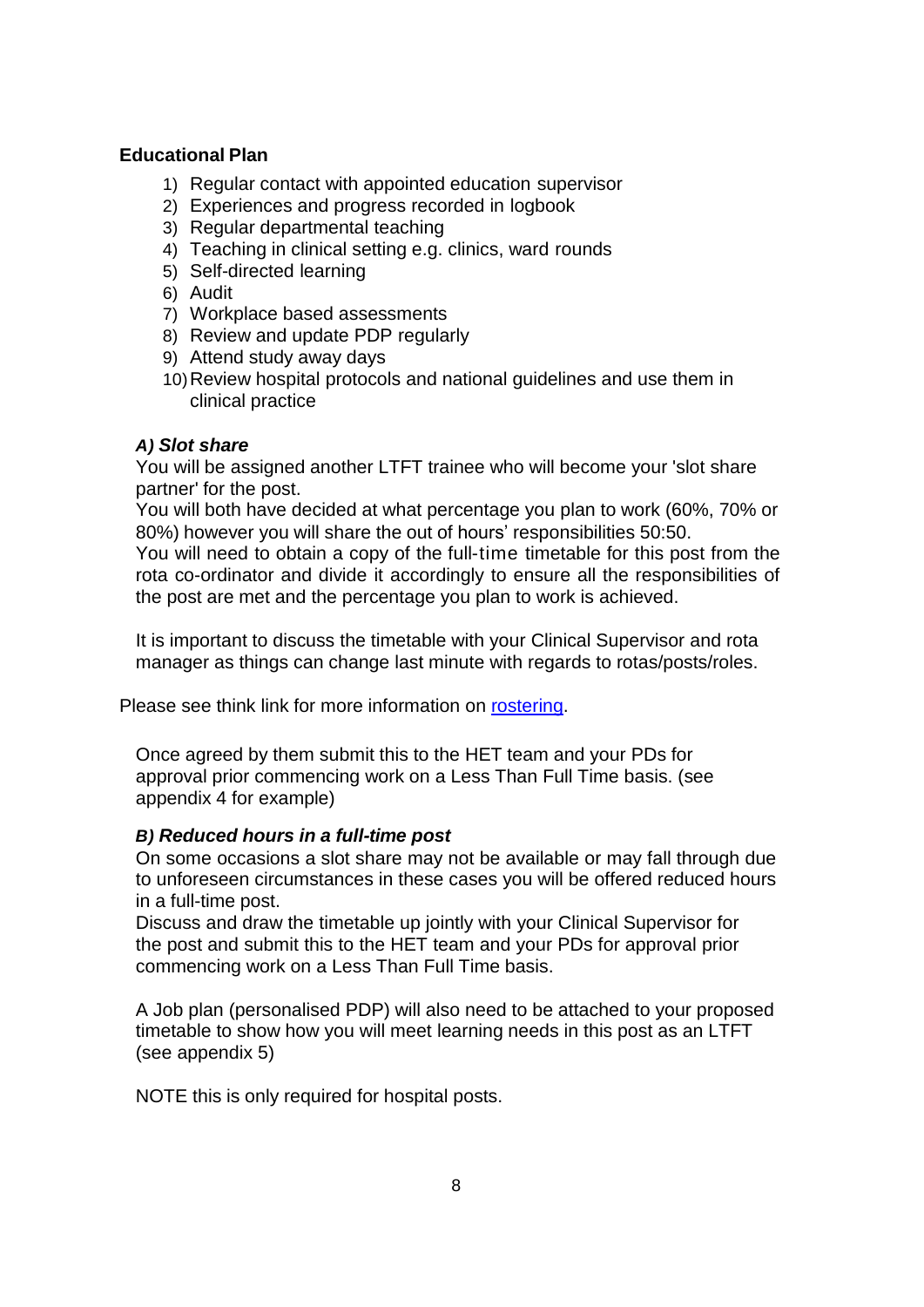**Educational Plan**

1) Regular contact with appointed education supervisor
2) Experiences and progress recorded in logbook
3) Regular departmental teaching
4) Teaching in clinical setting e.g. clinics, ward rounds
5) Self-directed learning
6) Audit
7) Workplace based assessments
8) Review and update PDP regularly
9) Attend study away days
10) Review hospital protocols and national guidelines and use them in clinical practice

***A) Slot share***

You will be assigned another LTFT trainee who will become your 'slot share partner' for the post.
You will both have decided at what percentage you plan to work (60%, 70% or 80%) however you will share the out of hours' responsibilities 50:50.
You will need to obtain a copy of the full-time timetable for this post from the rota co-ordinator and divide it accordingly to ensure all the responsibilities of the post are met and the percentage you plan to work is achieved.

It is important to discuss the timetable with your Clinical Supervisor and rota manager as things can change last minute with regards to rotas/posts/roles.

Please see think link for more information on rostering.

Once agreed by them submit this to the HET team and your PDs for approval prior commencing work on a Less Than Full Time basis. (see appendix 4 for example)

***B) Reduced hours in a full-time post***

On some occasions a slot share may not be available or may fall through due to unforeseen circumstances in these cases you will be offered reduced hours in a full-time post.
Discuss and draw the timetable up jointly with your Clinical Supervisor for the post and submit this to the HET team and your PDs for approval prior commencing work on a Less Than Full Time basis.

A Job plan (personalised PDP) will also need to be attached to your proposed timetable to show how you will meet learning needs in this post as an LTFT (see appendix 5)

NOTE this is only required for hospital posts.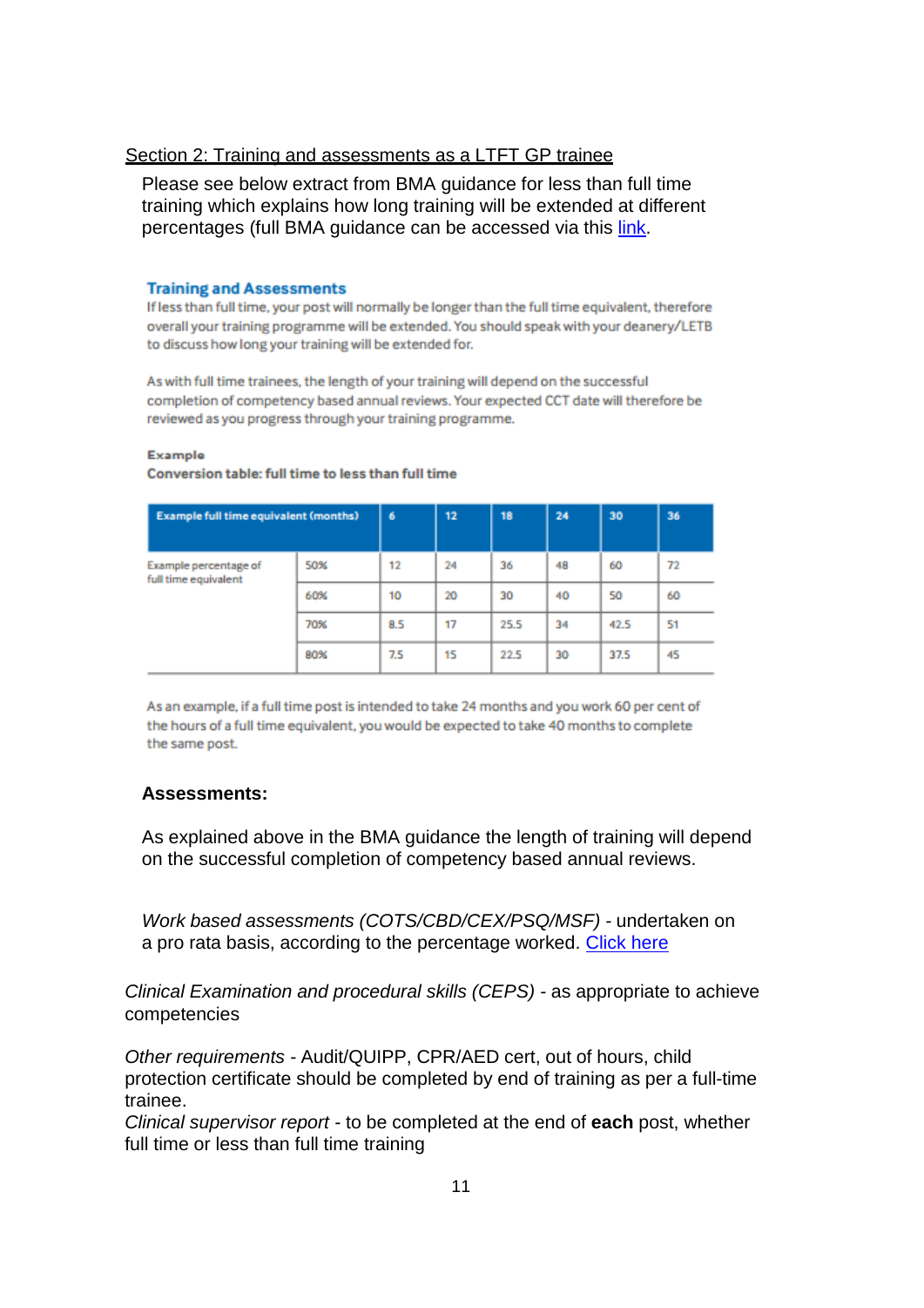Section 2: Training and assessments as a LTFT GP trainee

Please see below extract from BMA guidance for less than full time training which explains how long training will be extended at different percentages (full BMA guidance can be accessed via this link.

### Training and Assessments

If less than full time, your post will normally be longer than the full time equivalent, therefore overall your training programme will be extended. You should speak with your deanery/LETB to discuss how long your training will be extended for.

As with full time trainees, the length of your training will depend on the successful completion of competency based annual reviews. Your expected CCT date will therefore be reviewed as you progress through your training programme.

**Example**

**Conversion table: full time to less than full time**

| Example full time equivalent (months) | | 6 | 12 | 18 | 24 | 30 | 36 |
|---|---|---|---|---|---|---|---|
| Example percentage of full time equivalent | 50% | 12 | 24 | 36 | 48 | 60 | 72 |
| | 60% | 10 | 20 | 30 | 40 | 50 | 60 |
| | 70% | 8.5 | 17 | 25.5 | 34 | 42.5 | 51 |
| | 80% | 7.5 | 15 | 22.5 | 30 | 37.5 | 45 |

As an example, if a full time post is intended to take 24 months and you work 60 per cent of the hours of a full time equivalent, you would be expected to take 40 months to complete the same post.

**Assessments:**

As explained above in the BMA guidance the length of training will depend on the successful completion of competency based annual reviews.

*Work based assessments (COTS/CBD/CEX/PSQ/MSF)* - undertaken on a pro rata basis, according to the percentage worked. Click here

*Clinical Examination and procedural skills (CEPS)* - as appropriate to achieve competencies

*Other requirements* - Audit/QUIPP, CPR/AED cert, out of hours, child protection certificate should be completed by end of training as per a full-time trainee.

*Clinical supervisor report* - to be completed at the end of **each** post, whether full time or less than full time training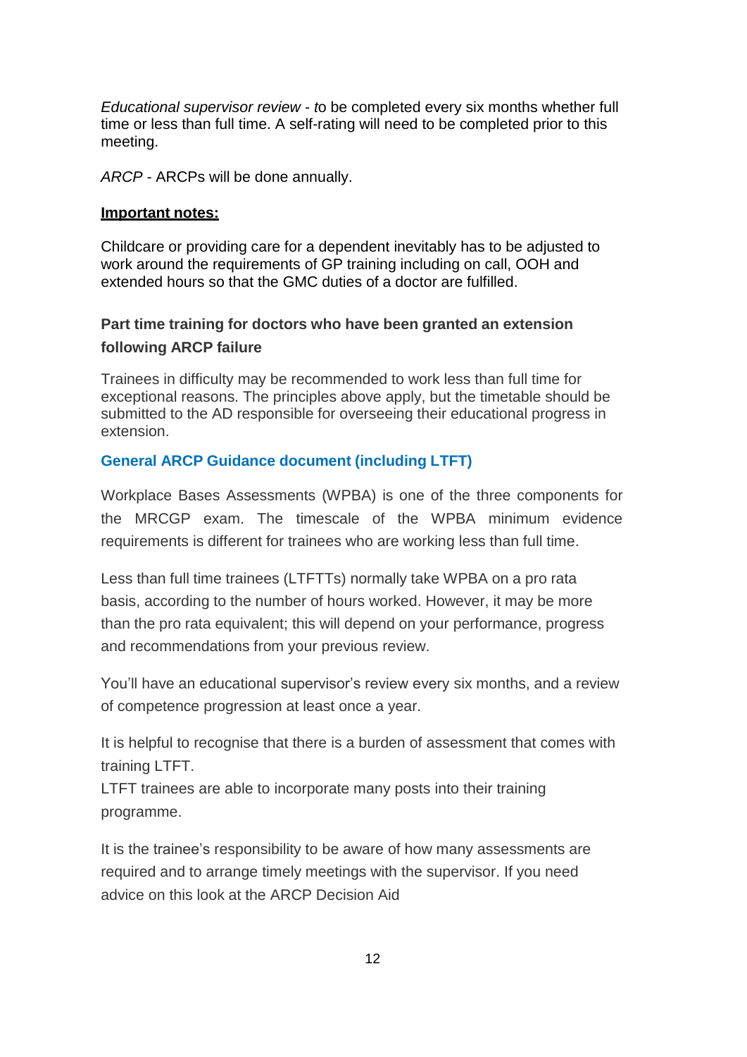*Educational supervisor review - t*o be completed every six months whether full time or less than full time. A self-rating will need to be completed prior to this meeting.

*ARCP* - ARCPs will be done annually.

**Important notes:**

Childcare or providing care for a dependent inevitably has to be adjusted to work around the requirements of GP training including on call, OOH and extended hours so that the GMC duties of a doctor are fulfilled.

### Part time training for doctors who have been granted an extension following ARCP failure

Trainees in difficulty may be recommended to work less than full time for exceptional reasons. The principles above apply, but the timetable should be submitted to the AD responsible for overseeing their educational progress in extension.

### General ARCP Guidance document (including LTFT)

Workplace Bases Assessments (WPBA) is one of the three components for the MRCGP exam. The timescale of the WPBA minimum evidence requirements is different for trainees who are working less than full time.

Less than full time trainees (LTFTTs) normally take WPBA on a pro rata basis, according to the number of hours worked. However, it may be more than the pro rata equivalent; this will depend on your performance, progress and recommendations from your previous review.

You'll have an educational supervisor's review every six months, and a review of competence progression at least once a year.

It is helpful to recognise that there is a burden of assessment that comes with training LTFT.
LTFT trainees are able to incorporate many posts into their training programme.

It is the trainee's responsibility to be aware of how many assessments are required and to arrange timely meetings with the supervisor. If you need advice on this look at the ARCP Decision Aid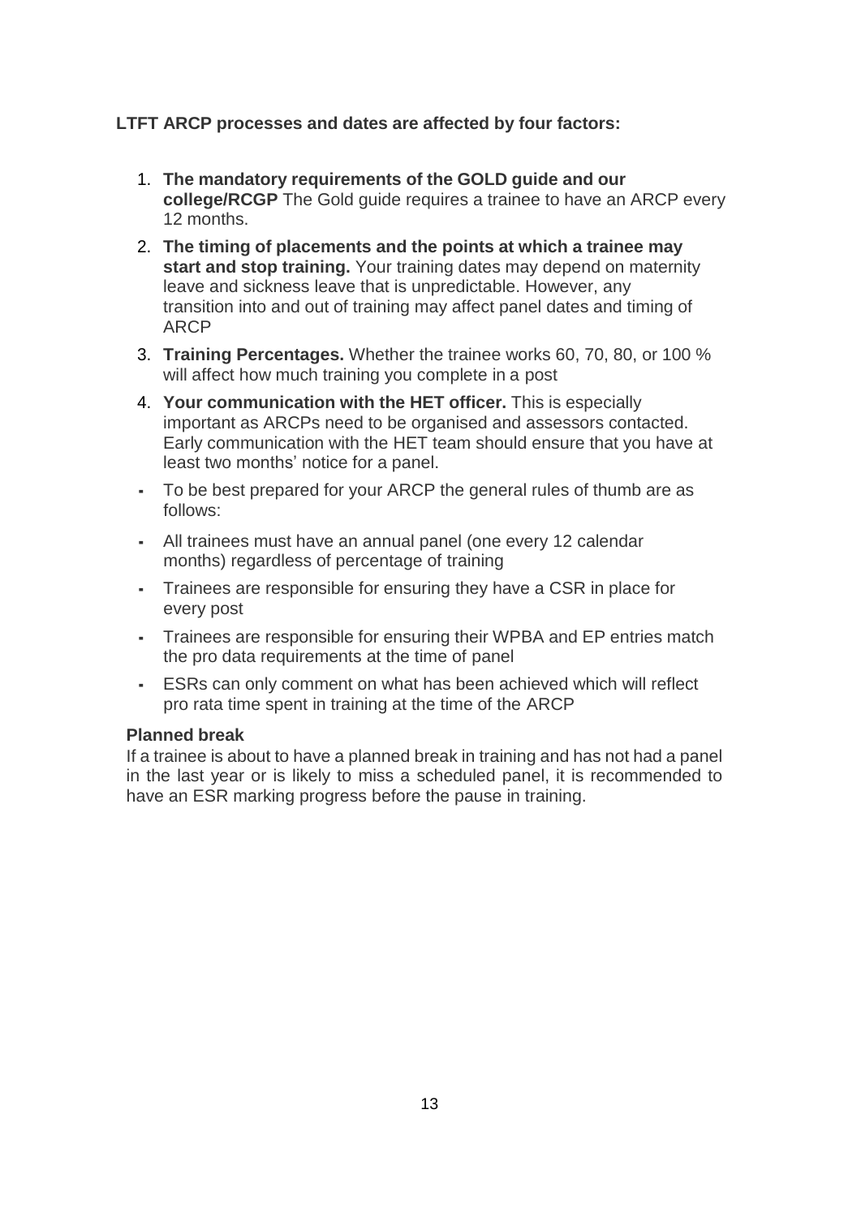**LTFT ARCP processes and dates are affected by four factors:**

1. **The mandatory requirements of the GOLD guide and our college/RCGP** The Gold guide requires a trainee to have an ARCP every 12 months.
2. **The timing of placements and the points at which a trainee may start and stop training.** Your training dates may depend on maternity leave and sickness leave that is unpredictable. However, any transition into and out of training may affect panel dates and timing of ARCP
3. **Training Percentages.** Whether the trainee works 60, 70, 80, or 100 % will affect how much training you complete in a post
4. **Your communication with the HET officer.** This is especially important as ARCPs need to be organised and assessors contacted. Early communication with the HET team should ensure that you have at least two months' notice for a panel.

- To be best prepared for your ARCP the general rules of thumb are as follows:
- All trainees must have an annual panel (one every 12 calendar months) regardless of percentage of training
- Trainees are responsible for ensuring they have a CSR in place for every post
- Trainees are responsible for ensuring their WPBA and EP entries match the pro data requirements at the time of panel
- ESRs can only comment on what has been achieved which will reflect pro rata time spent in training at the time of the ARCP

**Planned break**

If a trainee is about to have a planned break in training and has not had a panel in the last year or is likely to miss a scheduled panel, it is recommended to have an ESR marking progress before the pause in training.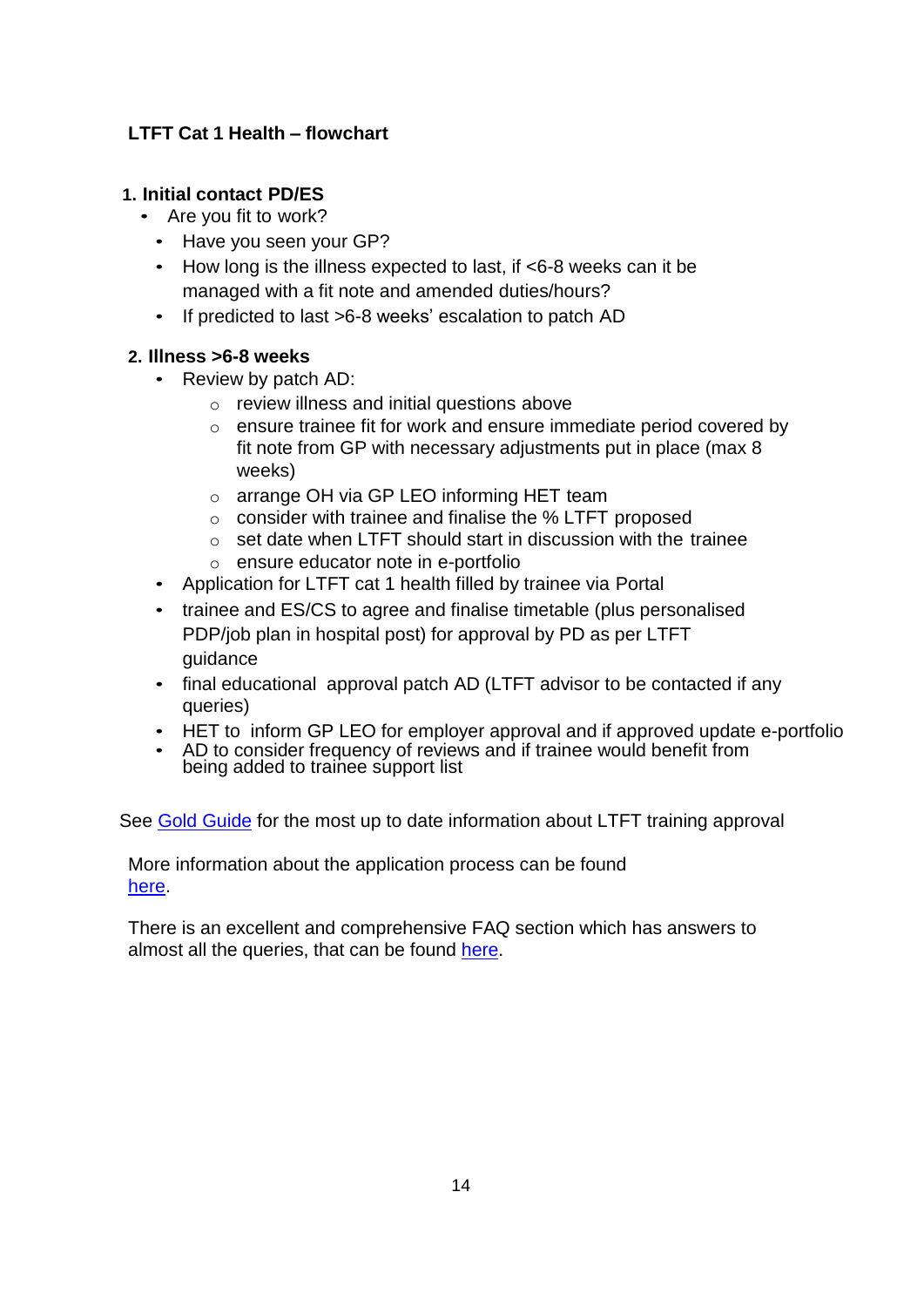**LTFT Cat 1 Health – flowchart**

**1. Initial contact PD/ES**

- Are you fit to work?
  - Have you seen your GP?
  - How long is the illness expected to last, if <6-8 weeks can it be managed with a fit note and amended duties/hours?
  - If predicted to last >6-8 weeks' escalation to patch AD

**2. Illness >6-8 weeks**

- Review by patch AD:
  - review illness and initial questions above
  - ensure trainee fit for work and ensure immediate period covered by fit note from GP with necessary adjustments put in place (max 8 weeks)
  - arrange OH via GP LEO informing HET team
  - consider with trainee and finalise the % LTFT proposed
  - set date when LTFT should start in discussion with the trainee
  - ensure educator note in e-portfolio
- Application for LTFT cat 1 health filled by trainee via Portal
- trainee and ES/CS to agree and finalise timetable (plus personalised PDP/job plan in hospital post) for approval by PD as per LTFT guidance
- final educational approval patch AD (LTFT advisor to be contacted if any queries)
- HET to inform GP LEO for employer approval and if approved update e-portfolio
- AD to consider frequency of reviews and if trainee would benefit from being added to trainee support list

See Gold Guide for the most up to date information about LTFT training approval

More information about the application process can be found here.

There is an excellent and comprehensive FAQ section which has answers to almost all the queries, that can be found here.